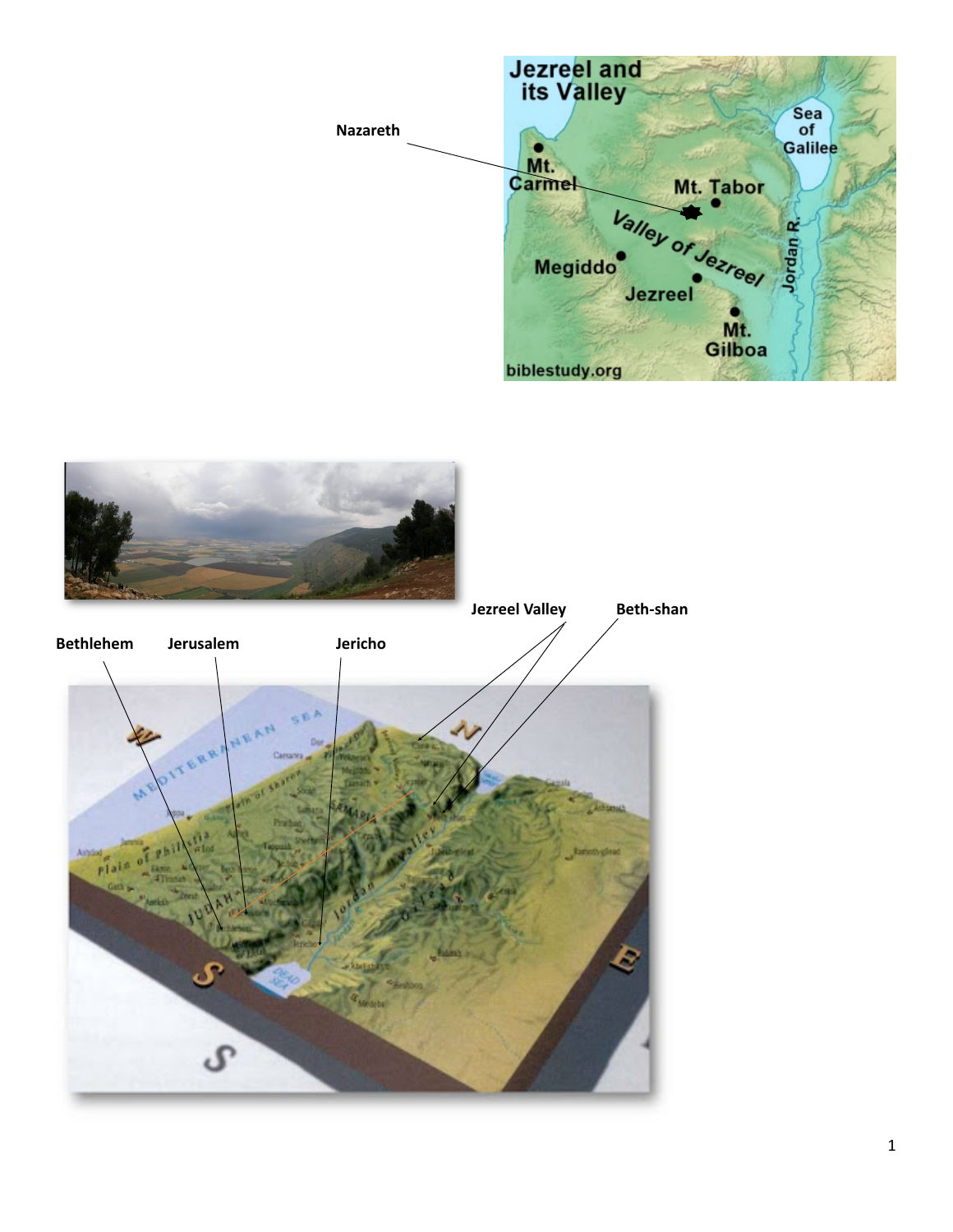Nazareth

Jezreel Valley

Beth-shan

Bethlehem

Jerusalem

Jericho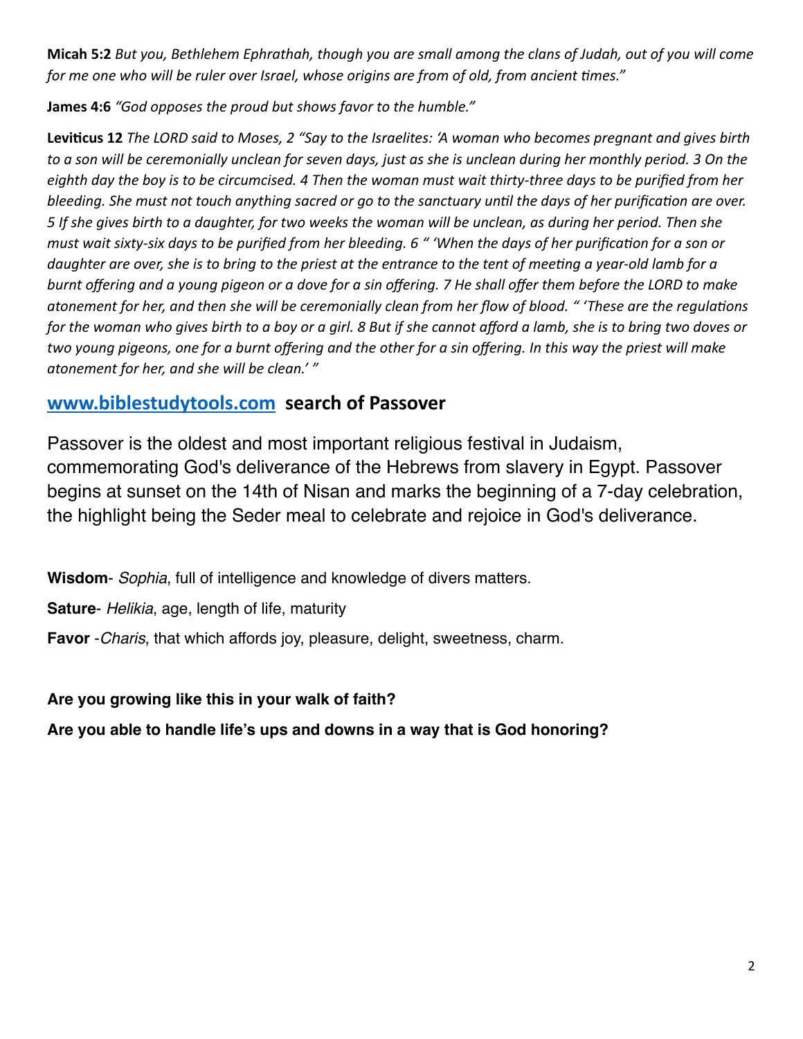**Micah 5:2** *But you, Bethlehem Ephrathah, though you are small among the clans of Judah, out of you will come for me one who will be ruler over Israel, whose origins are from of old, from ancient times."*

**James 4:6** *"God opposes the proud but shows favor to the humble."*

**Leviticus 12** *The LORD said to Moses, 2 "Say to the Israelites: 'A woman who becomes pregnant and gives birth to a son will be ceremonially unclean for seven days, just as she is unclean during her monthly period. 3 On the eighth day the boy is to be circumcised. 4 Then the woman must wait thirty-three days to be purified from her bleeding. She must not touch anything sacred or go to the sanctuary until the days of her purification are over. 5 If she gives birth to a daughter, for two weeks the woman will be unclean, as during her period. Then she must wait sixty-six days to be purified from her bleeding. 6 " 'When the days of her purification for a son or daughter are over, she is to bring to the priest at the entrance to the tent of meeting a year-old lamb for a burnt offering and a young pigeon or a dove for a sin offering. 7 He shall offer them before the LORD to make atonement for her, and then she will be ceremonially clean from her flow of blood. " 'These are the regulations for the woman who gives birth to a boy or a girl. 8 But if she cannot afford a lamb, she is to bring two doves or two young pigeons, one for a burnt offering and the other for a sin offering. In this way the priest will make atonement for her, and she will be clean.' "*

## www.biblestudytools.com search of Passover

Passover is the oldest and most important religious festival in Judaism, commemorating God's deliverance of the Hebrews from slavery in Egypt. Passover begins at sunset on the 14th of Nisan and marks the beginning of a 7-day celebration, the highlight being the Seder meal to celebrate and rejoice in God's deliverance.

**Wisdom**- *Sophia*, full of intelligence and knowledge of divers matters.

**Sature**- *Helikia*, age, length of life, maturity

**Favor** -*Charis*, that which affords joy, pleasure, delight, sweetness, charm.

**Are you growing like this in your walk of faith?**

**Are you able to handle life's ups and downs in a way that is God honoring?**